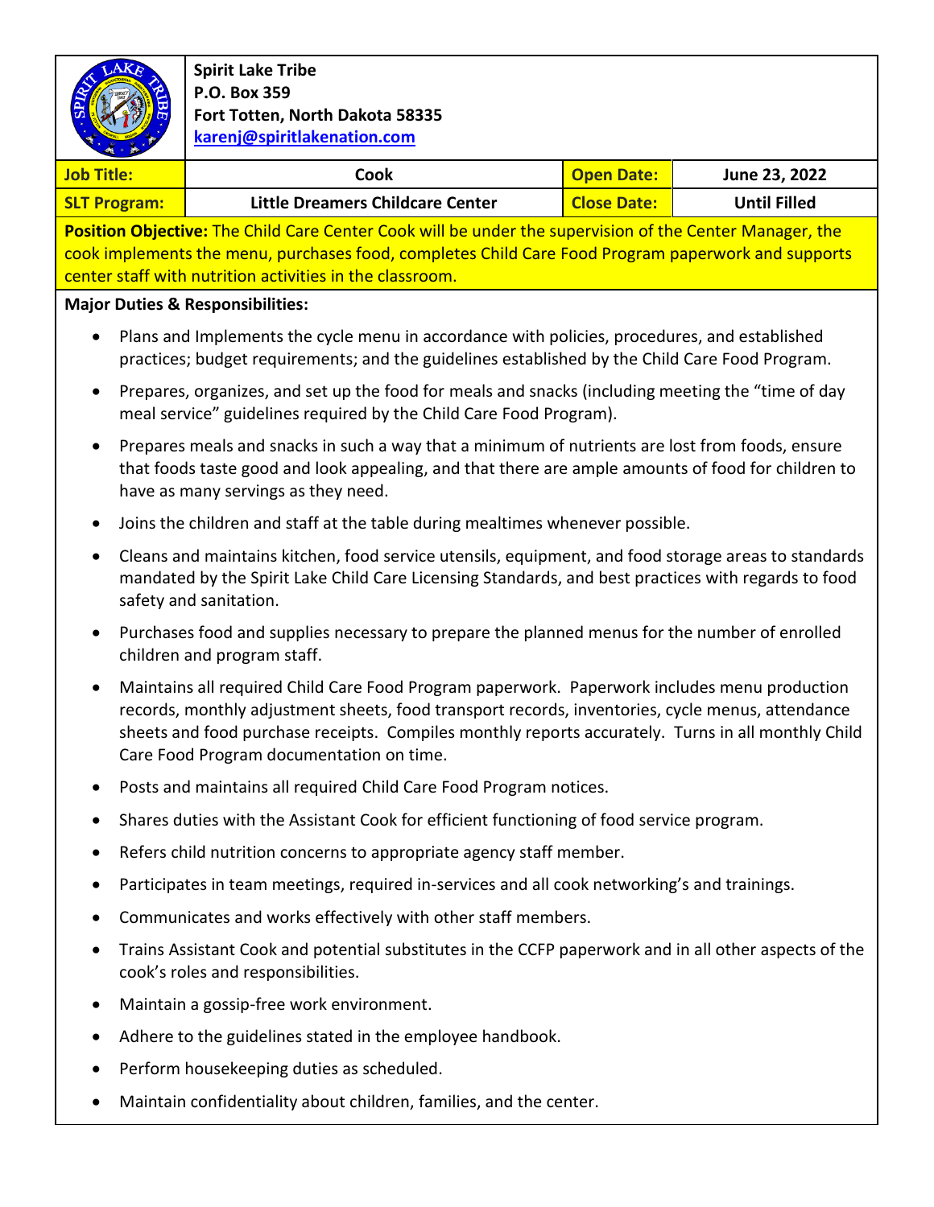**Spirit Lake Tribe**
**P.O. Box 359**
**Fort Totten, North Dakota 58335**
**karenj@spiritlakenation.com**

| **Job Title:** | **Cook** | **Open Date:** | **June 23, 2022** |
|---|---|---|---|
| **SLT Program:** | **Little Dreamers Childcare Center** | **Close Date:** | **Until Filled** |

**Position Objective:** The Child Care Center Cook will be under the supervision of the Center Manager, the cook implements the menu, purchases food, completes Child Care Food Program paperwork and supports center staff with nutrition activities in the classroom.

**Major Duties & Responsibilities:**

- Plans and Implements the cycle menu in accordance with policies, procedures, and established practices; budget requirements; and the guidelines established by the Child Care Food Program.
- Prepares, organizes, and set up the food for meals and snacks (including meeting the "time of day meal service" guidelines required by the Child Care Food Program).
- Prepares meals and snacks in such a way that a minimum of nutrients are lost from foods, ensure that foods taste good and look appealing, and that there are ample amounts of food for children to have as many servings as they need.
- Joins the children and staff at the table during mealtimes whenever possible.
- Cleans and maintains kitchen, food service utensils, equipment, and food storage areas to standards mandated by the Spirit Lake Child Care Licensing Standards, and best practices with regards to food safety and sanitation.
- Purchases food and supplies necessary to prepare the planned menus for the number of enrolled children and program staff.
- Maintains all required Child Care Food Program paperwork. Paperwork includes menu production records, monthly adjustment sheets, food transport records, inventories, cycle menus, attendance sheets and food purchase receipts. Compiles monthly reports accurately. Turns in all monthly Child Care Food Program documentation on time.
- Posts and maintains all required Child Care Food Program notices.
- Shares duties with the Assistant Cook for efficient functioning of food service program.
- Refers child nutrition concerns to appropriate agency staff member.
- Participates in team meetings, required in-services and all cook networking's and trainings.
- Communicates and works effectively with other staff members.
- Trains Assistant Cook and potential substitutes in the CCFP paperwork and in all other aspects of the cook's roles and responsibilities.
- Maintain a gossip-free work environment.
- Adhere to the guidelines stated in the employee handbook.
- Perform housekeeping duties as scheduled.
- Maintain confidentiality about children, families, and the center.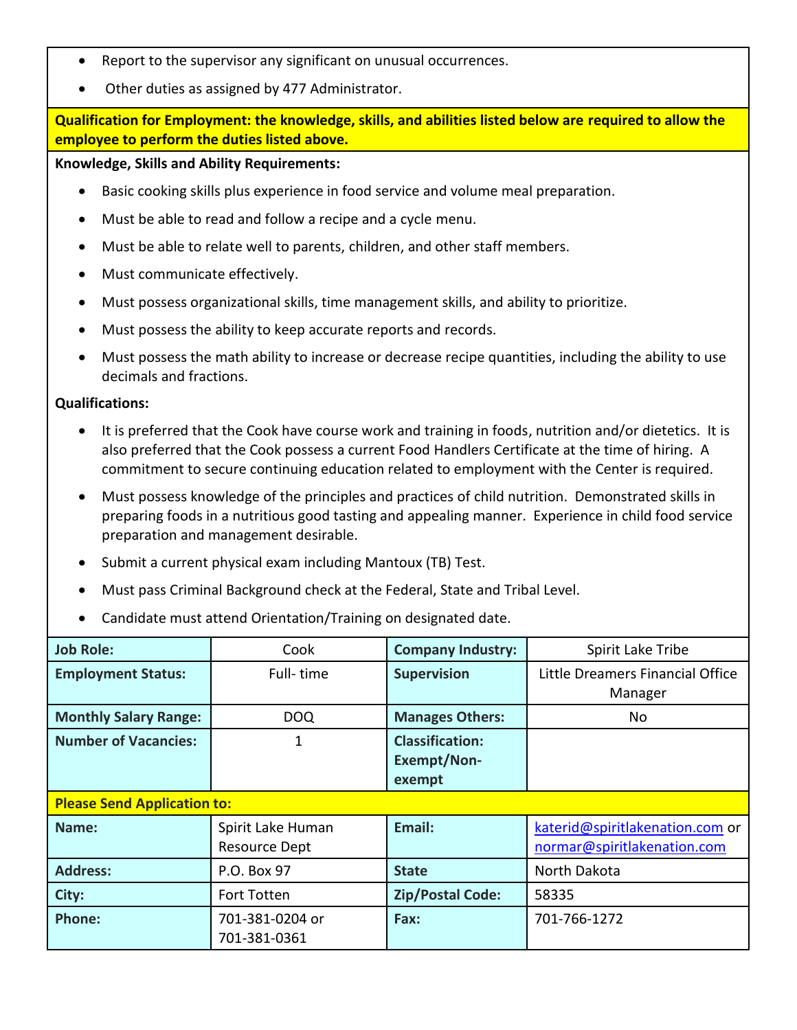- Report to the supervisor any significant on unusual occurrences.
- Other duties as assigned by 477 Administrator.

**Qualification for Employment: the knowledge, skills, and abilities listed below are required to allow the employee to perform the duties listed above.**

**Knowledge, Skills and Ability Requirements:**

- Basic cooking skills plus experience in food service and volume meal preparation.
- Must be able to read and follow a recipe and a cycle menu.
- Must be able to relate well to parents, children, and other staff members.
- Must communicate effectively.
- Must possess organizational skills, time management skills, and ability to prioritize.
- Must possess the ability to keep accurate reports and records.
- Must possess the math ability to increase or decrease recipe quantities, including the ability to use decimals and fractions.

**Qualifications:**

- It is preferred that the Cook have course work and training in foods, nutrition and/or dietetics. It is also preferred that the Cook possess a current Food Handlers Certificate at the time of hiring. A commitment to secure continuing education related to employment with the Center is required.
- Must possess knowledge of the principles and practices of child nutrition. Demonstrated skills in preparing foods in a nutritious good tasting and appealing manner. Experience in child food service preparation and management desirable.
- Submit a current physical exam including Mantoux (TB) Test.
- Must pass Criminal Background check at the Federal, State and Tribal Level.
- Candidate must attend Orientation/Training on designated date.

| **Job Role:** | Cook | **Company Industry:** | Spirit Lake Tribe |
|---|---|---|---|
| **Employment Status:** | Full- time | **Supervision** | Little Dreamers Financial Office Manager |
| **Monthly Salary Range:** | DOQ | **Manages Others:** | No |
| **Number of Vacancies:** | 1 | **Classification: Exempt/Non-exempt** | |
| **Please Send Application to:** | | | |
| **Name:** | Spirit Lake Human Resource Dept | **Email:** | katerid@spiritlakenation.com or normar@spiritlakenation.com |
| **Address:** | P.O. Box 97 | **State** | North Dakota |
| **City:** | Fort Totten | **Zip/Postal Code:** | 58335 |
| **Phone:** | 701-381-0204 or 701-381-0361 | **Fax:** | 701-766-1272 |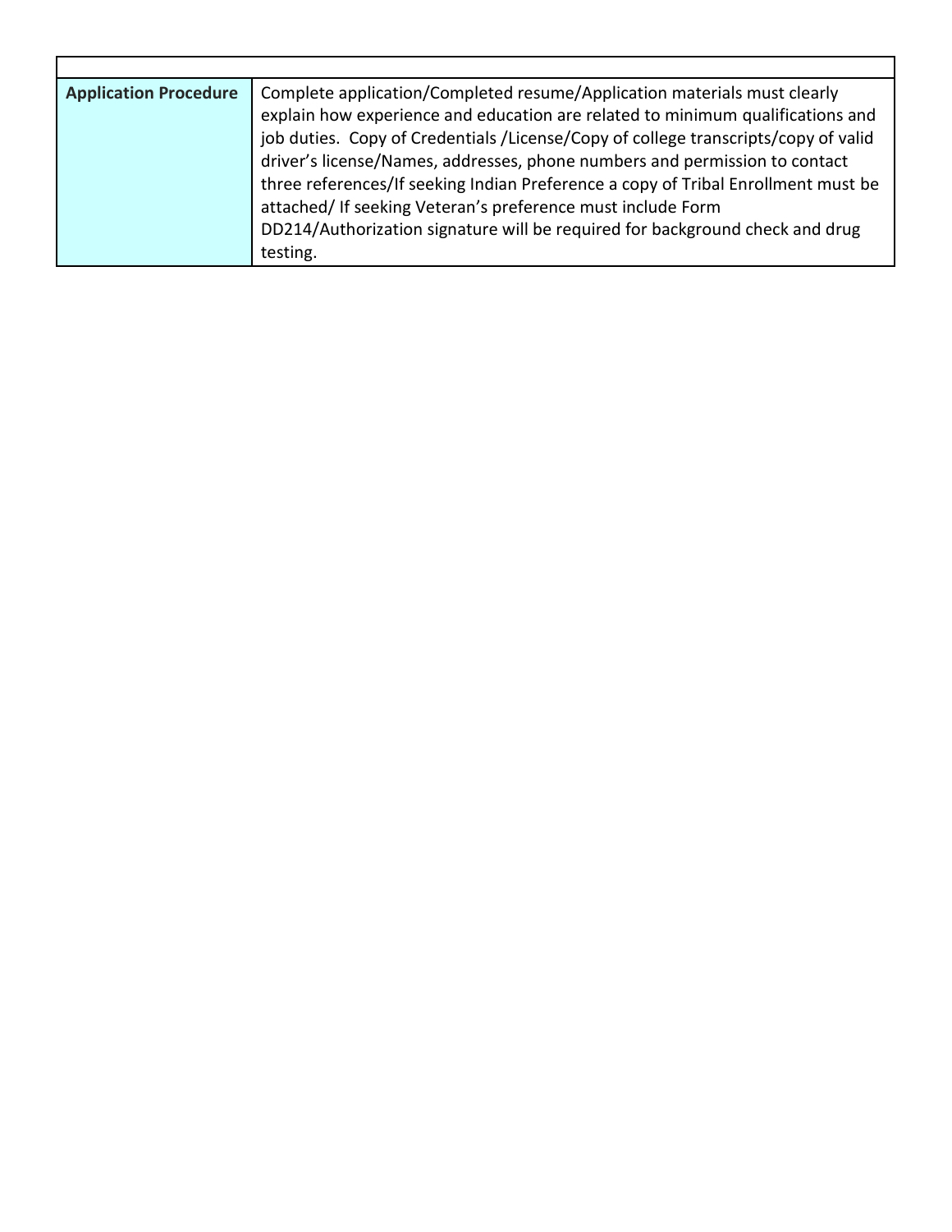| | |
|---|---|
| **Application Procedure** | Complete application/Completed resume/Application materials must clearly explain how experience and education are related to minimum qualifications and job duties. Copy of Credentials /License/Copy of college transcripts/copy of valid driver's license/Names, addresses, phone numbers and permission to contact three references/If seeking Indian Preference a copy of Tribal Enrollment must be attached/ If seeking Veteran's preference must include Form DD214/Authorization signature will be required for background check and drug testing. |